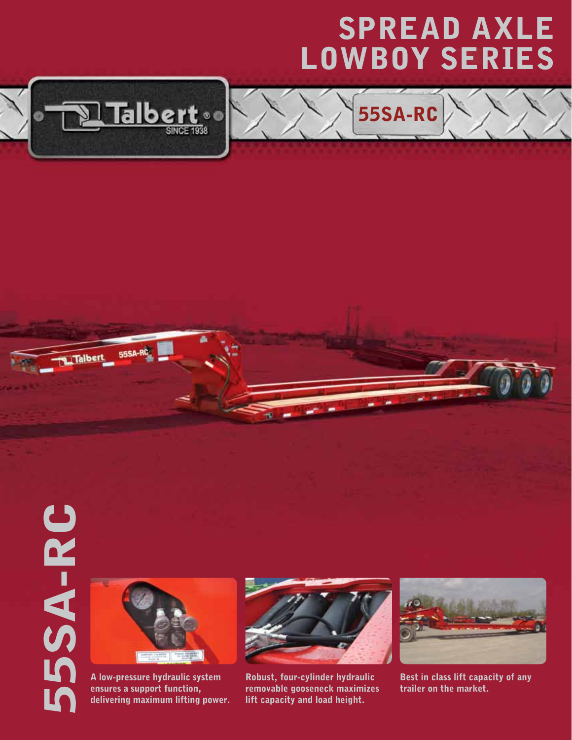# SPREAD AXLE LOWBOY SERIES

Talbert® SINCE 1938

## 55SA-RC

55SA-RC

A low-pressure hydraulic system ensures a support function, delivering maximum lifting power.

Robust, four-cylinder hydraulic removable gooseneck maximizes lift capacity and load height.

Best in class lift capacity of any trailer on the market.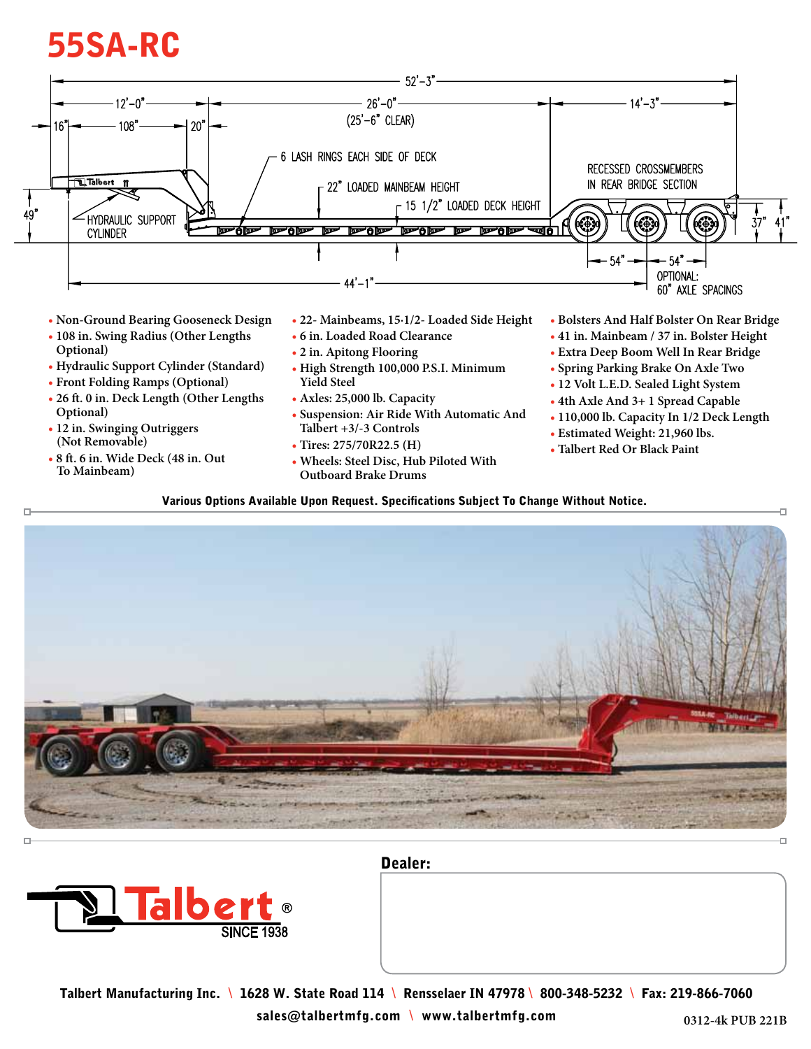# 55SA-RC

52'-3"

12'-0"

26'-0"
(25'-6" CLEAR)

14'-3"

16"

108"

20"

6 LASH RINGS EACH SIDE OF DECK

RECESSED CROSSMEMBERS
IN REAR BRIDGE SECTION

22" LOADED MAINBEAM HEIGHT

15 1/2" LOADED DECK HEIGHT

49"

HYDRAULIC SUPPORT
CYLINDER

37"

41"

54"

54"

OPTIONAL:
60" AXLE SPACINGS

44'-1"

- Non-Ground Bearing Gooseneck Design
- 108 in. Swing Radius (Other Lengths Optional)
- Hydraulic Support Cylinder (Standard)
- Front Folding Ramps (Optional)
- 26 ft. 0 in. Deck Length (Other Lengths Optional)
- 12 in. Swinging Outriggers (Not Removable)
- 8 ft. 6 in. Wide Deck (48 in. Out To Mainbeam)
- 22- Mainbeams, 15-1/2- Loaded Side Height
- 6 in. Loaded Road Clearance
- 2 in. Apitong Flooring
- High Strength 100,000 P.S.I. Minimum Yield Steel
- Axles: 25,000 lb. Capacity
- Suspension: Air Ride With Automatic And Talbert +3/-3 Controls
- Tires: 275/70R22.5 (H)
- Wheels: Steel Disc, Hub Piloted With Outboard Brake Drums
- Bolsters And Half Bolster On Rear Bridge
- 41 in. Mainbeam / 37 in. Bolster Height
- Extra Deep Boom Well In Rear Bridge
- Spring Parking Brake On Axle Two
- 12 Volt L.E.D. Sealed Light System
- 4th Axle And 3+ 1 Spread Capable
- 110,000 lb. Capacity In 1/2 Deck Length
- Estimated Weight: 21,960 lbs.
- Talbert Red Or Black Paint

**Various Options Available Upon Request. Specifications Subject To Change Without Notice.**

Talbert® SINCE 1938

**Dealer:**

**Talbert Manufacturing Inc.** \ **1628 W. State Road 114** \ **Rensselaer IN 47978** \ **800-348-5232** \ **Fax: 219-866-7060**

**sales@talbertmfg.com** \ **www.talbertmfg.com**

0312-4k PUB 221B